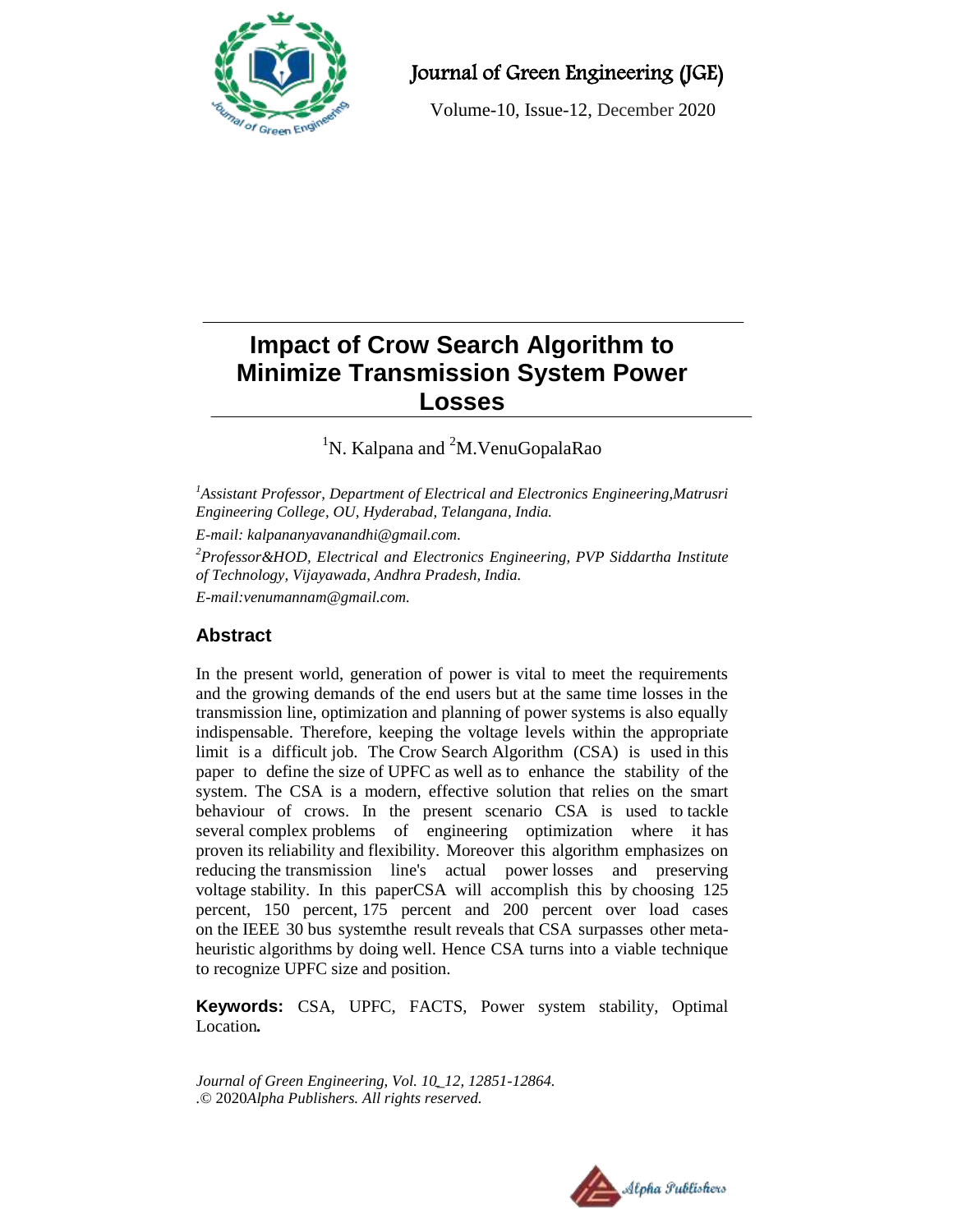# Impact of Crow Search Algorithm to Minimize Transmission System Power Losses

[1]N. Kalpana and [2]M.VenuGopalaRao

*[1]Assistant Professor, Department of Electrical and Electronics Engineering,Matrusri Engineering College, OU, Hyderabad, Telangana, India.*

*E-mail: kalpananyavanandhi@gmail.com.*

*[2]Professor&HOD, Electrical and Electronics Engineering, PVP Siddartha Institute of Technology, Vijayawada, Andhra Pradesh, India.*

*E-mail:venumannam@gmail.com.*

## Abstract

In the present world, generation of power is vital to meet the requirements and the growing demands of the end users but at the same time losses in the transmission line, optimization and planning of power systems is also equally indispensable. Therefore, keeping the voltage levels within the appropriate limit is a difficult job. The Crow Search Algorithm (CSA) is used in this paper to define the size of UPFC as well as to enhance the stability of the system. The CSA is a modern, effective solution that relies on the smart behaviour of crows. In the present scenario CSA is used to tackle several complex problems of engineering optimization where it has proven its reliability and flexibility. Moreover this algorithm emphasizes on reducing the transmission line's actual power losses and preserving voltage stability. In this paperCSA will accomplish this by choosing 125 percent, 150 percent, 175 percent and 200 percent over load cases on the IEEE 30 bus systemthe result reveals that CSA surpasses other meta-heuristic algorithms by doing well. Hence CSA turns into a viable technique to recognize UPFC size and position.

**Keywords:** CSA, UPFC, FACTS, Power system stability, Optimal Location*.*

*Journal of Green Engineering, Vol. 10_12, 12851-12864.*
*.© 2020Alpha Publishers. All rights reserved.*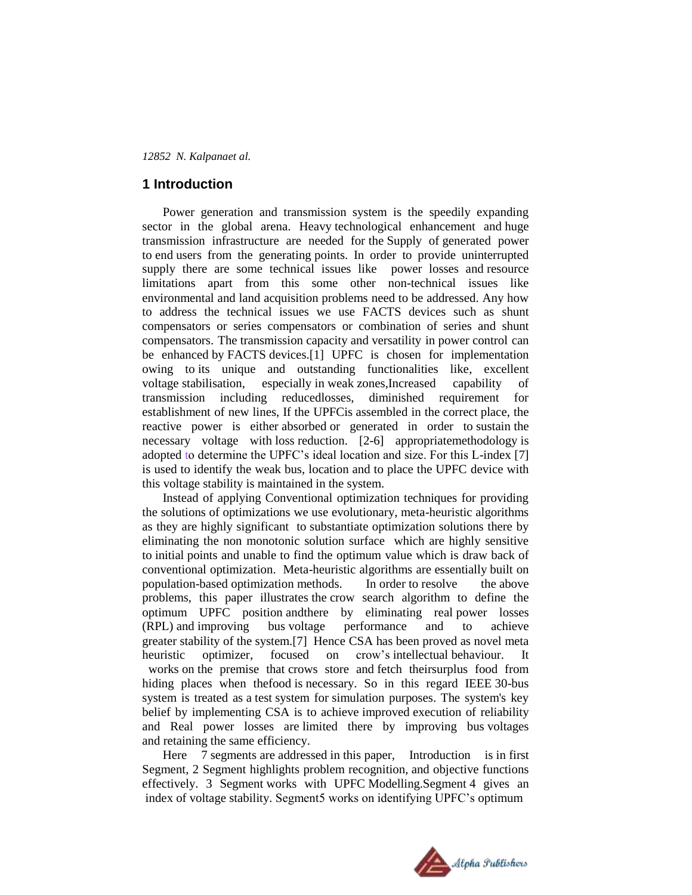## 1 Introduction

Power generation and transmission system is the speedily expanding sector in the global arena. Heavy technological enhancement and huge transmission infrastructure are needed for the Supply of generated power to end users from the generating points. In order to provide uninterrupted supply there are some technical issues like power losses and resource limitations apart from this some other non-technical issues like environmental and land acquisition problems need to be addressed. Any how to address the technical issues we use FACTS devices such as shunt compensators or series compensators or combination of series and shunt compensators. The transmission capacity and versatility in power control can be enhanced by FACTS devices.[1] UPFC is chosen for implementation owing to its unique and outstanding functionalities like, excellent voltage stabilisation, especially in weak zones,Increased capability of transmission including reducedlosses, diminished requirement for establishment of new lines, If the UPFCis assembled in the correct place, the reactive power is either absorbed or generated in order to sustain the necessary voltage with loss reduction. [2-6] appropriatemethodology is adopted to determine the UPFC's ideal location and size. For this L-index [7] is used to identify the weak bus, location and to place the UPFC device with this voltage stability is maintained in the system.

Instead of applying Conventional optimization techniques for providing the solutions of optimizations we use evolutionary, meta-heuristic algorithms as they are highly significant to substantiate optimization solutions there by eliminating the non monotonic solution surface which are highly sensitive to initial points and unable to find the optimum value which is draw back of conventional optimization. Meta-heuristic algorithms are essentially built on population-based optimization methods. In order to resolve the above problems, this paper illustrates the crow search algorithm to define the optimum UPFC position andthere by eliminating real power losses (RPL) and improving bus voltage performance and to achieve greater stability of the system.[7] Hence CSA has been proved as novel meta heuristic optimizer, focused on crow's intellectual behaviour. It works on the premise that crows store and fetch theirsurplus food from hiding places when thefood is necessary. So in this regard IEEE 30-bus system is treated as a test system for simulation purposes. The system's key belief by implementing CSA is to achieve improved execution of reliability and Real power losses are limited there by improving bus voltages and retaining the same efficiency.

Here 7 segments are addressed in this paper, Introduction is in first Segment, 2 Segment highlights problem recognition, and objective functions effectively. 3 Segment works with UPFC Modelling.Segment 4 gives an index of voltage stability. Segment5 works on identifying UPFC's optimum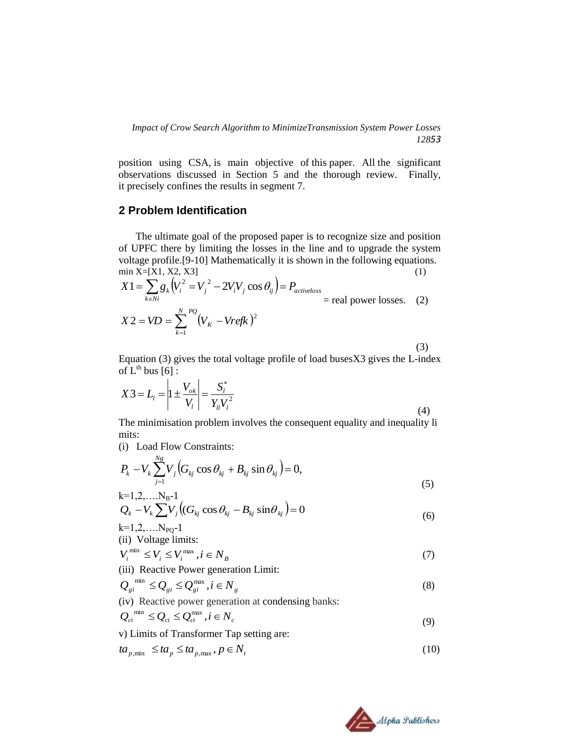position using CSA, is main objective of this paper. All the significant observations discussed in Section 5 and the thorough review. Finally, it precisely confines the results in segment 7.

## 2 Problem Identification

The ultimate goal of the proposed paper is to recognize size and position of UPFC there by limiting the losses in the line and to upgrade the system voltage profile.[9-10] Mathematically it is shown in the following equations.

min X=[X1, X2, X3] (1)

$$X1 = \sum_{k \in Ni} g_k \left(V_i^2 = V_j^2 - 2V_iV_j \cos\theta_{ij}\right) = P_{activeloss} \quad \text{= real power losses.} \tag{2}$$

$$X2 = VD = \sum_{k=1}^{N\ PQ} \left(V_K - Vrefk\right)^2 \tag{3}$$

Equation (3) gives the total voltage profile of load busesX3 gives the L-index of L[th] bus [6] :

$$X3 = L_l = \left|1 \pm \frac{V_{ok}}{V_l}\right| = \frac{S_l^*}{Y_{ll}V_l^2} \tag{4}$$

The minimisation problem involves the consequent equality and inequality li mits:

(i) Load Flow Constraints:

$$P_k - V_k \sum_{j=1}^{Ng} V_j \left(G_{kj} \cos\theta_{kj} + B_{kj} \sin\theta_{kj}\right) = 0, \tag{5}$$

k=1,2,….$N_B$-1

$$Q_k - V_k \sum V_j \left((G_{kj} \cos\theta_{kj} - B_{kj} \sin\theta_{kj}\right) = 0 \tag{6}$$

k=1,2,….$N_{PQ}$-1

(ii) Voltage limits:

$$V_i^{\min} \leq V_i \leq V_i^{\max}, i \in N_B \tag{7}$$

(iii) Reactive Power generation Limit:

$$Q_{gi}^{\min} \leq Q_{gi} \leq Q_{gi}^{\max}, i \in N_g \tag{8}$$

(iv) Reactive power generation at condensing banks:

$$Q_{ci}^{\min} \leq Q_{ci} \leq Q_{ci}^{\max}, i \in N_c \tag{9}$$

v) Limits of Transformer Tap setting are:

$$ta_{p,\min} \leq ta_p \leq ta_{p,\max}, p \in N_t \tag{10}$$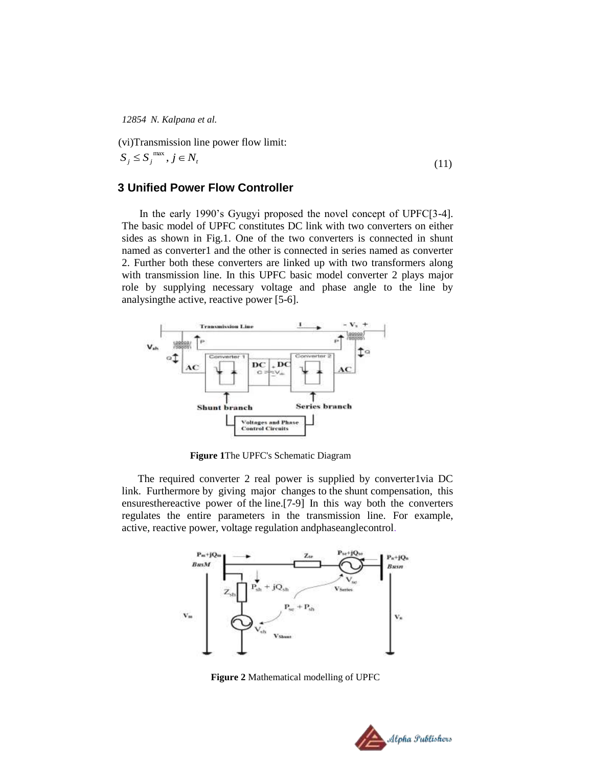(vi)Transmission line power flow limit:

$$S_j \leq S_j^{\max}, j \in N_t \tag{11}$$

## 3 Unified Power Flow Controller

In the early 1990's Gyugyi proposed the novel concept of UPFC[3-4]. The basic model of UPFC constitutes DC link with two converters on either sides as shown in Fig.1. One of the two converters is connected in shunt named as converter1 and the other is connected in series named as converter 2. Further both these converters are linked up with two transformers along with transmission line. In this UPFC basic model converter 2 plays major role by supplying necessary voltage and phase angle to the line by analysingthe active, reactive power [5-6].

**Figure 1**The UPFC's Schematic Diagram

The required converter 2 real power is supplied by converter1via DC link. Furthermore by giving major changes to the shunt compensation, this ensuresthereactive power of the line.[7-9] In this way both the converters regulates the entire parameters in the transmission line. For example, active, reactive power, voltage regulation andphaseanglecontrol.

**Figure 2** Mathematical modelling of UPFC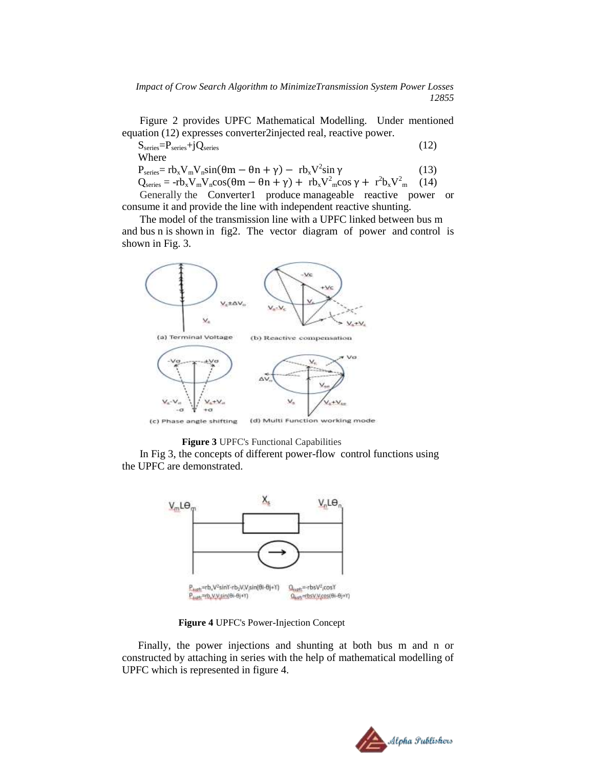Figure 2 provides UPFC Mathematical Modelling. Under mentioned equation (12) expresses converter2injected real, reactive power.

$$S_{series}=P_{series}+jQ_{series} \quad (12)$$

Where

$$P_{series}= rb_xV_mV_n\sin(\theta m - \theta n + \gamma) - rb_xV^2\sin\gamma \quad (13)$$

$$Q_{series} = -rb_xV_mV_n\cos(\theta m - \theta n + \gamma) + rb_xV^2_m\cos\gamma + r^2b_xV^2_m \quad (14)$$

Generally the Converter1 produce manageable reactive power or consume it and provide the line with independent reactive shunting.

The model of the transmission line with a UPFC linked between bus m and bus n is shown in fig2. The vector diagram of power and control is shown in Fig. 3.

**Figure 3** UPFC's Functional Capabilities

In Fig 3, the concepts of different power-flow control functions using the UPFC are demonstrated.

**Figure 4** UPFC's Power-Injection Concept

Finally, the power injections and shunting at both bus m and n or constructed by attaching in series with the help of mathematical modelling of UPFC which is represented in figure 4.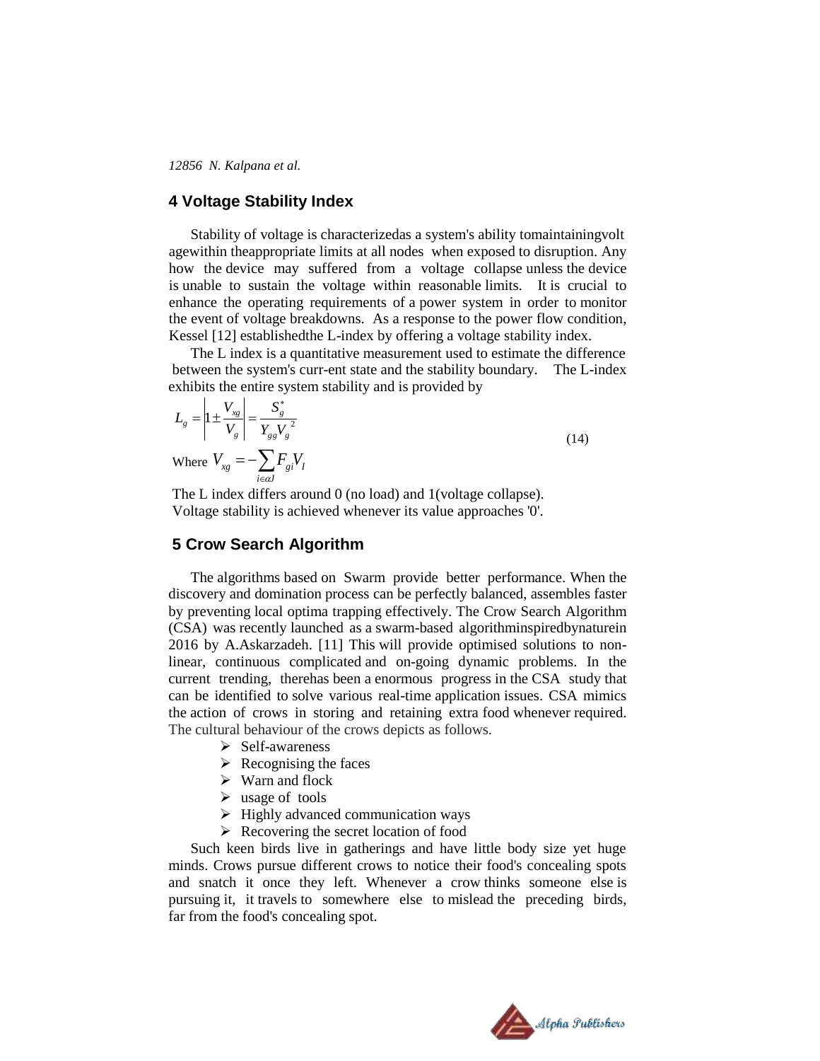## 4 Voltage Stability Index

Stability of voltage is characterizedas a system's ability tomaintainingvolt agewithin theappropriate limits at all nodes when exposed to disruption. Any how the device may suffered from a voltage collapse unless the device is unable to sustain the voltage within reasonable limits. It is crucial to enhance the operating requirements of a power system in order to monitor the event of voltage breakdowns. As a response to the power flow condition, Kessel [12] establishedthe L-index by offering a voltage stability index.

The L index is a quantitative measurement used to estimate the difference between the system's curr-ent state and the stability boundary. The L-index exhibits the entire system stability and is provided by

$$L_g = \left| 1 \pm \frac{V_{xg}}{V_g} \right| = \frac{S_g^*}{Y_{gg} V_g^{\ 2}} \tag{14}$$

Where $V_{xg} = -\sum_{i \in \alpha J} F_{gi} V_I$

The L index differs around 0 (no load) and 1(voltage collapse). Voltage stability is achieved whenever its value approaches '0'.

## 5 Crow Search Algorithm

The algorithms based on Swarm provide better performance. When the discovery and domination process can be perfectly balanced, assembles faster by preventing local optima trapping effectively. The Crow Search Algorithm (CSA) was recently launched as a swarm-based algorithminspiredbynaturein 2016 by A.Askarzadeh. [11] This will provide optimised solutions to non-linear, continuous complicated and on-going dynamic problems. In the current trending, therehas been a enormous progress in the CSA study that can be identified to solve various real-time application issues. CSA mimics the action of crows in storing and retaining extra food whenever required. The cultural behaviour of the crows depicts as follows.

- Self-awareness
- Recognising the faces
- Warn and flock
- usage of tools
- Highly advanced communication ways
- Recovering the secret location of food

Such keen birds live in gatherings and have little body size yet huge minds. Crows pursue different crows to notice their food's concealing spots and snatch it once they left. Whenever a crow thinks someone else is pursuing it, it travels to somewhere else to mislead the preceding birds, far from the food's concealing spot.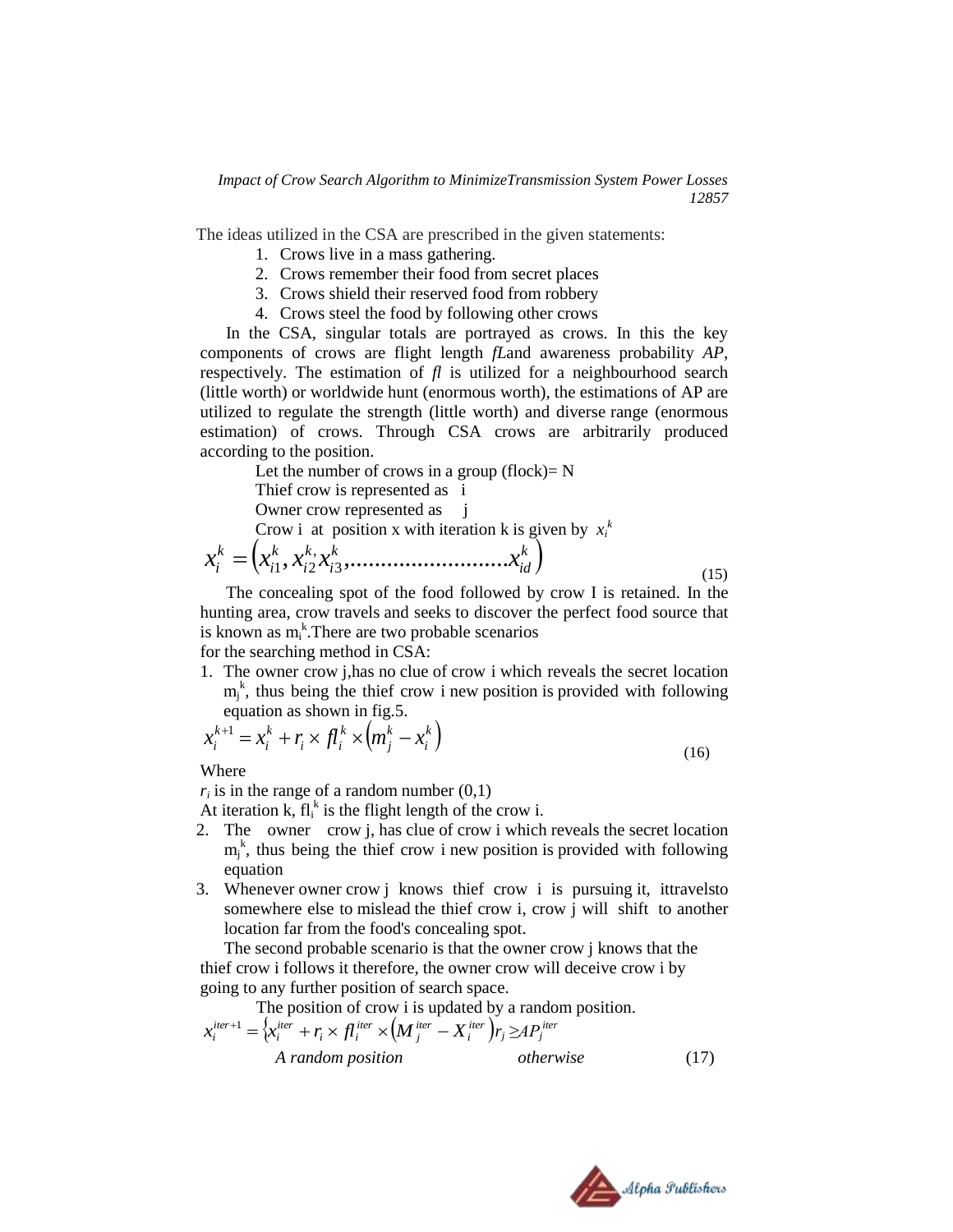The ideas utilized in the CSA are prescribed in the given statements:

1. Crows live in a mass gathering.
2. Crows remember their food from secret places
3. Crows shield their reserved food from robbery
4. Crows steel the food by following other crows

In the CSA, singular totals are portrayed as crows. In this the key components of crows are flight length *fL*and awareness probability *AP*, respectively. The estimation of *fl* is utilized for a neighbourhood search (little worth) or worldwide hunt (enormous worth), the estimations of AP are utilized to regulate the strength (little worth) and diverse range (enormous estimation) of crows. Through CSA crows are arbitrarily produced according to the position.

Let the number of crows in a group (flock)= N

Thief crow is represented as i

Owner crow represented as j

Crow i at position x with iteration k is given by $x_i^k$

$$x_i^k = \left(x_{i1}^k, x_{i2}^{k,} x_{i3}^k, \ldots\ldots\ldots\ldots\ldots\ldots\ldots\ldots\ldots x_{id}^k\right) \tag{15}$$

The concealing spot of the food followed by crow I is retained. In the hunting area, crow travels and seeks to discover the perfect food source that is known as $m_i^k$.There are two probable scenarios for the searching method in CSA:

1. The owner crow j,has no clue of crow i which reveals the secret location $m_j^k$, thus being the thief crow i new position is provided with following equation as shown in fig.5.

$$x_i^{k+1} = x_i^k + r_i \times fl_i^k \times \left(m_j^k - x_i^k\right) \tag{16}$$

Where

$r_i$ is in the range of a random number (0,1)

At iteration k, $fl_i^k$ is the flight length of the crow i.

2. The owner crow j, has clue of crow i which reveals the secret location $m_j^k$, thus being the thief crow i new position is provided with following equation
3. Whenever owner crow j knows thief crow i is pursuing it, ittravelsto somewhere else to mislead the thief crow i, crow j will shift to another location far from the food's concealing spot.

The second probable scenario is that the owner crow j knows that the thief crow i follows it therefore, the owner crow will deceive crow i by going to any further position of search space.

The position of crow i is updated by a random position.

$$x_i^{iter+1} = \begin{cases} x_i^{iter} + r_i \times fl_i^{iter} \times \left(M_j^{iter} - X_i^{iter}\right) & r_j \geq AP_j^{iter} \\ \text{A random position} & \text{otherwise} \end{cases} \tag{17}$$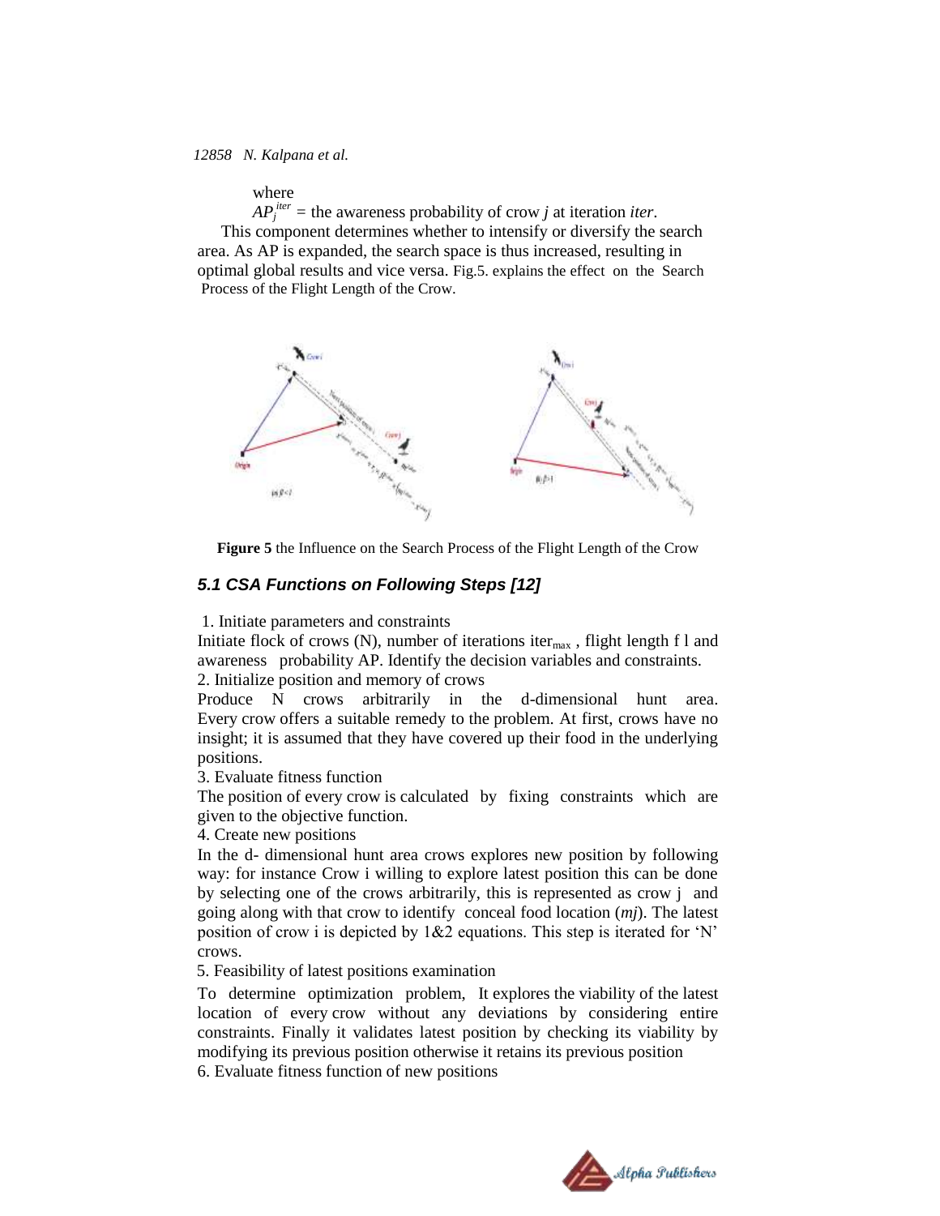where

$AP_j^{iter}$ = the awareness probability of crow *j* at iteration *iter*.

This component determines whether to intensify or diversify the search area. As AP is expanded, the search space is thus increased, resulting in optimal global results and vice versa. Fig.5. explains the effect on the Search Process of the Flight Length of the Crow.

**Figure 5** the Influence on the Search Process of the Flight Length of the Crow

### *5.1 CSA Functions on Following Steps [12]*

1. Initiate parameters and constraints

Initiate flock of crows (N), number of iterations $iter_{max}$ , flight length f l and awareness probability AP. Identify the decision variables and constraints.

2. Initialize position and memory of crows

Produce N crows arbitrarily in the d-dimensional hunt area. Every crow offers a suitable remedy to the problem. At first, crows have no insight; it is assumed that they have covered up their food in the underlying positions.

3. Evaluate fitness function

The position of every crow is calculated by fixing constraints which are given to the objective function.

4. Create new positions

In the d- dimensional hunt area crows explores new position by following way: for instance Crow i willing to explore latest position this can be done by selecting one of the crows arbitrarily, this is represented as crow j and going along with that crow to identify conceal food location (*mj*). The latest position of crow i is depicted by 1&2 equations. This step is iterated for 'N' crows.

5. Feasibility of latest positions examination

To determine optimization problem, It explores the viability of the latest location of every crow without any deviations by considering entire constraints. Finally it validates latest position by checking its viability by modifying its previous position otherwise it retains its previous position

6. Evaluate fitness function of new positions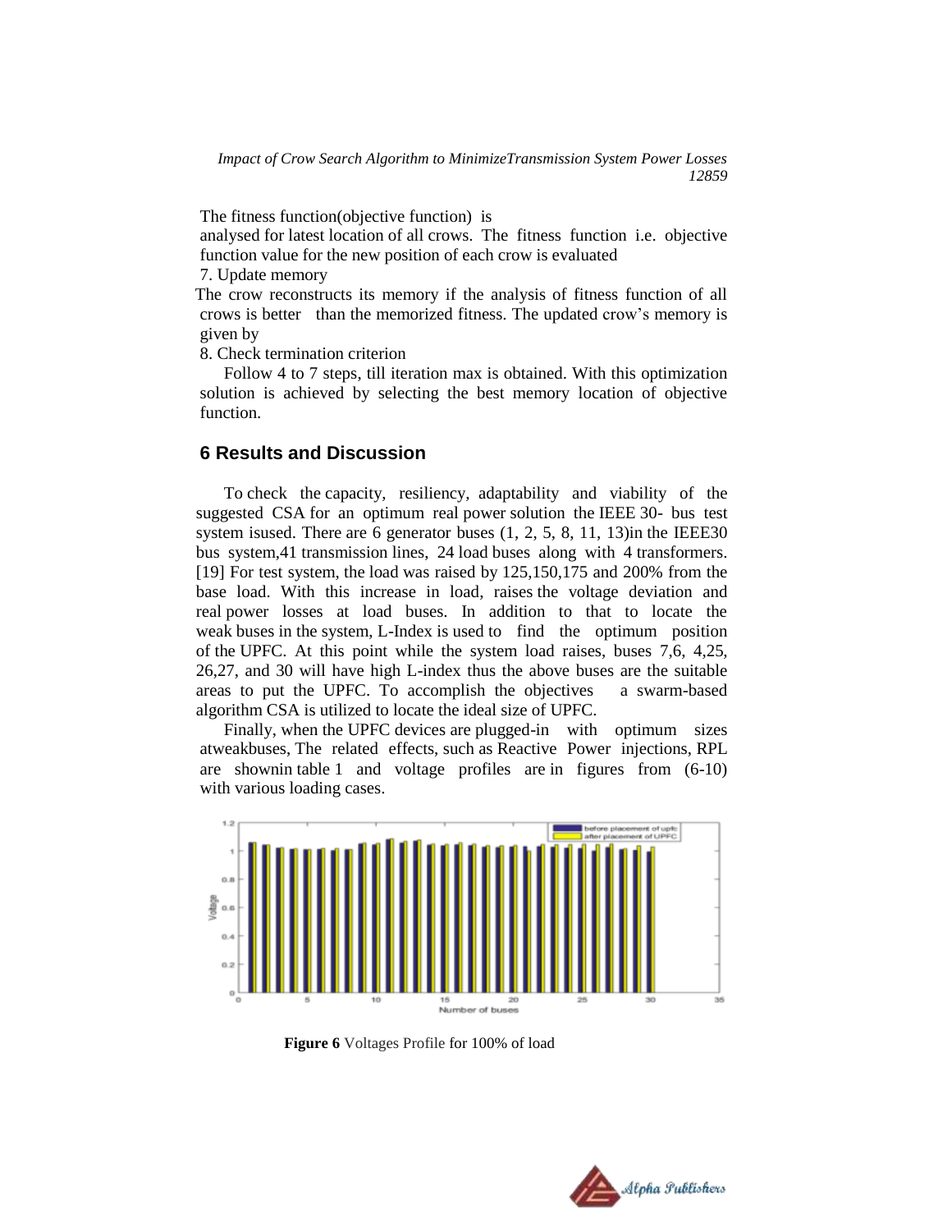The fitness function(objective function) is

analysed for latest location of all crows. The fitness function i.e. objective function value for the new position of each crow is evaluated

7. Update memory

The crow reconstructs its memory if the analysis of fitness function of all crows is better than the memorized fitness. The updated crow's memory is given by

8. Check termination criterion

Follow 4 to 7 steps, till iteration max is obtained. With this optimization solution is achieved by selecting the best memory location of objective function.

## 6 Results and Discussion

To check the capacity, resiliency, adaptability and viability of the suggested CSA for an optimum real power solution the IEEE 30- bus test system isused. There are 6 generator buses (1, 2, 5, 8, 11, 13)in the IEEE30 bus system,41 transmission lines, 24 load buses along with 4 transformers. [19] For test system, the load was raised by 125,150,175 and 200% from the base load. With this increase in load, raises the voltage deviation and real power losses at load buses. In addition to that to locate the weak buses in the system, L-Index is used to find the optimum position of the UPFC. At this point while the system load raises, buses 7,6, 4,25, 26,27, and 30 will have high L-index thus the above buses are the suitable areas to put the UPFC. To accomplish the objectives a swarm-based algorithm CSA is utilized to locate the ideal size of UPFC.

Finally, when the UPFC devices are plugged-in with optimum sizes atweakbuses, The related effects, such as Reactive Power injections, RPL are shownin table 1 and voltage profiles are in figures from (6-10) with various loading cases.

**Figure 6** Voltages Profile for 100% of load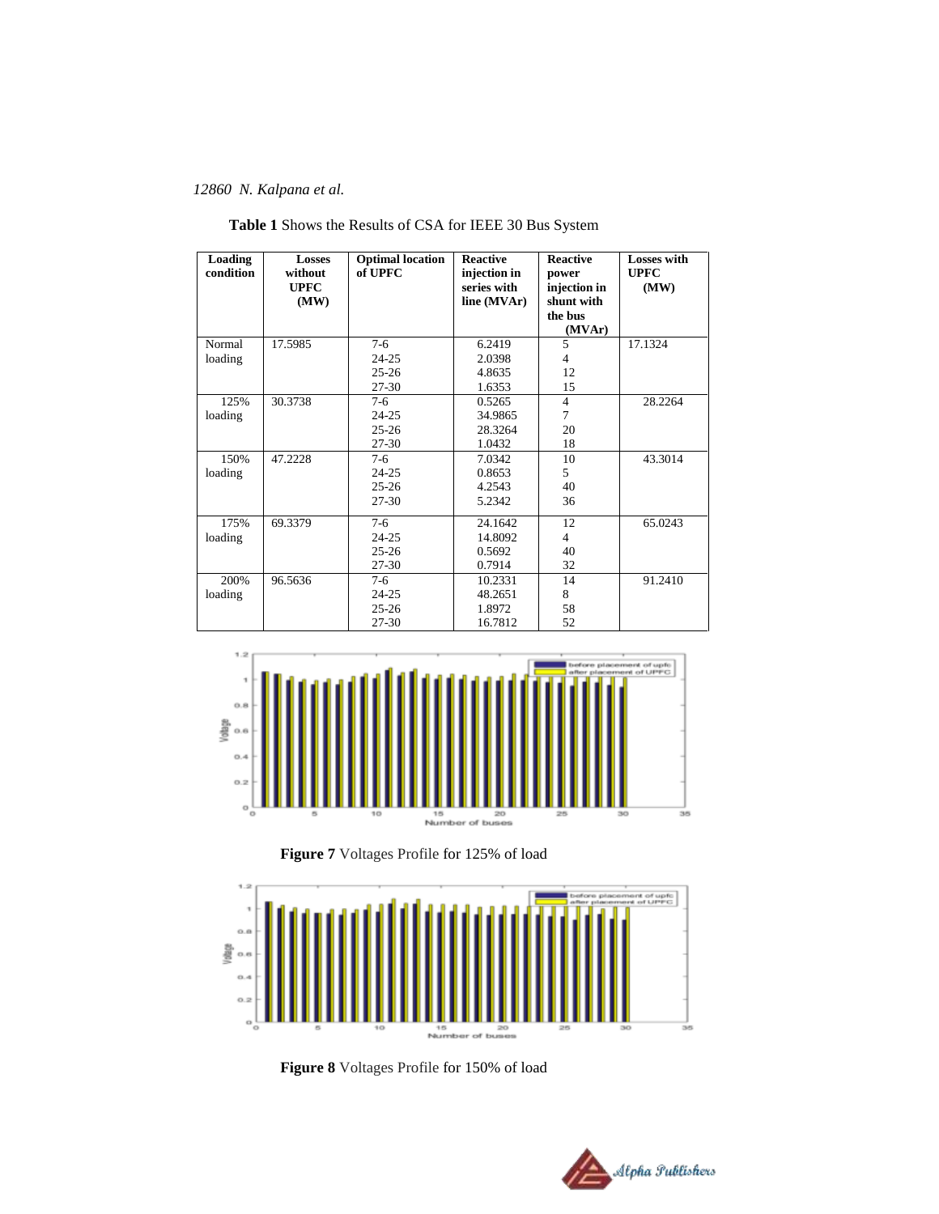**Table 1** Shows the Results of CSA for IEEE 30 Bus System

| Loading condition | Losses without UPFC (MW) | Optimal location of UPFC | Reactive injection in series with line (MVAr) | Reactive power injection in shunt with the bus (MVAr) | Losses with UPFC (MW) |
|---|---|---|---|---|---|
| Normal loading | 17.5985 | 7-6<br>24-25<br>25-26<br>27-30 | 6.2419<br>2.0398<br>4.8635<br>1.6353 | 5<br>4<br>12<br>15 | 17.1324 |
| 125% loading | 30.3738 | 7-6<br>24-25<br>25-26<br>27-30 | 0.5265<br>34.9865<br>28.3264<br>1.0432 | 4<br>7<br>20<br>18 | 28.2264 |
| 150% loading | 47.2228 | 7-6<br>24-25<br>25-26<br>27-30 | 7.0342<br>0.8653<br>4.2543<br>5.2342 | 10<br>5<br>40<br>36 | 43.3014 |
| 175% loading | 69.3379 | 7-6<br>24-25<br>25-26<br>27-30 | 24.1642<br>14.8092<br>0.5692<br>0.7914 | 12<br>4<br>40<br>32 | 65.0243 |
| 200% loading | 96.5636 | 7-6<br>24-25<br>25-26<br>27-30 | 10.2331<br>48.2651<br>1.8972<br>16.7812 | 14<br>8<br>58<br>52 | 91.2410 |

**Figure 7** Voltages Profile for 125% of load

**Figure 8** Voltages Profile for 150% of load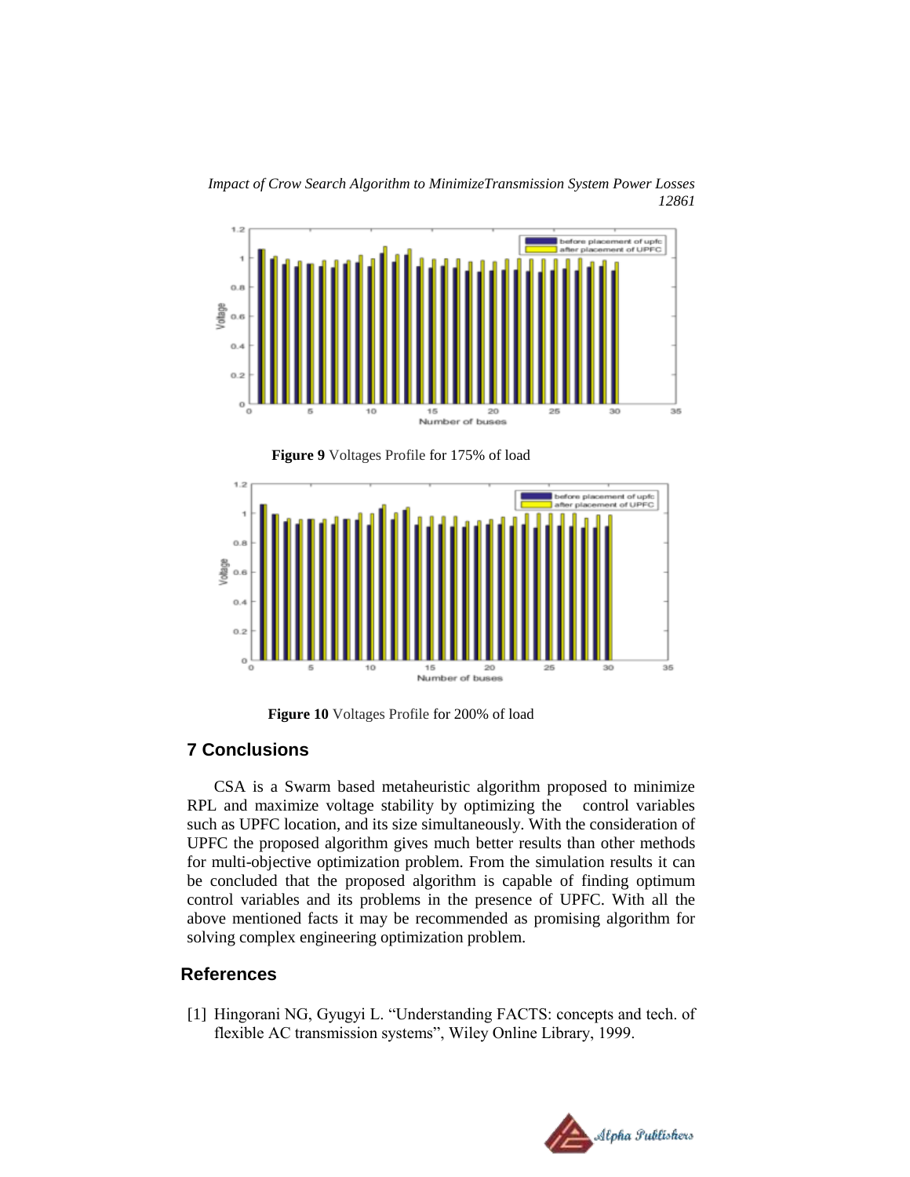**Figure 9** Voltages Profile for 175% of load

**Figure 10** Voltages Profile for 200% of load

## 7 Conclusions

CSA is a Swarm based metaheuristic algorithm proposed to minimize RPL and maximize voltage stability by optimizing the control variables such as UPFC location, and its size simultaneously. With the consideration of UPFC the proposed algorithm gives much better results than other methods for multi-objective optimization problem. From the simulation results it can be concluded that the proposed algorithm is capable of finding optimum control variables and its problems in the presence of UPFC. With all the above mentioned facts it may be recommended as promising algorithm for solving complex engineering optimization problem.

## References

[1] Hingorani NG, Gyugyi L. "Understanding FACTS: concepts and tech. of flexible AC transmission systems", Wiley Online Library, 1999.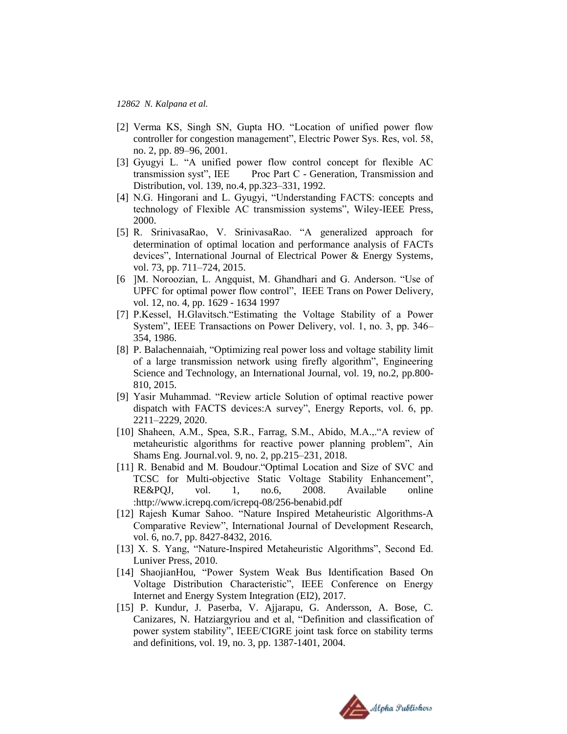[2] Verma KS, Singh SN, Gupta HO. "Location of unified power flow controller for congestion management", Electric Power Sys. Res, vol. 58, no. 2, pp. 89–96, 2001.

[3] Gyugyi L. "A unified power flow control concept for flexible AC transmission syst", IEE Proc Part C - Generation, Transmission and Distribution, vol. 139, no.4, pp.323–331, 1992.

[4] N.G. Hingorani and L. Gyugyi, "Understanding FACTS: concepts and technology of Flexible AC transmission systems", Wiley-IEEE Press, 2000.

[5] R. SrinivasaRao, V. SrinivasaRao. "A generalized approach for determination of optimal location and performance analysis of FACTs devices", International Journal of Electrical Power & Energy Systems, vol. 73, pp. 711–724, 2015.

[6 ]M. Noroozian, L. Angquist, M. Ghandhari and G. Anderson. "Use of UPFC for optimal power flow control", IEEE Trans on Power Delivery, vol. 12, no. 4, pp. 1629 - 1634 1997

[7] P.Kessel, H.Glavitsch."Estimating the Voltage Stability of a Power System", IEEE Transactions on Power Delivery, vol. 1, no. 3, pp. 346–354, 1986.

[8] P. Balachennaiah, "Optimizing real power loss and voltage stability limit of a large transmission network using firefly algorithm", Engineering Science and Technology, an International Journal, vol. 19, no.2, pp.800-810, 2015.

[9] Yasir Muhammad. "Review article Solution of optimal reactive power dispatch with FACTS devices:A survey", Energy Reports, vol. 6, pp. 2211–2229, 2020.

[10] Shaheen, A.M., Spea, S.R., Farrag, S.M., Abido, M.A.,."A review of metaheuristic algorithms for reactive power planning problem", Ain Shams Eng. Journal.vol. 9, no. 2, pp.215–231, 2018.

[11] R. Benabid and M. Boudour."Optimal Location and Size of SVC and TCSC for Multi-objective Static Voltage Stability Enhancement", RE&PQJ, vol. 1, no.6, 2008. Available online :http://www.icrepq.com/icrepq-08/256-benabid.pdf

[12] Rajesh Kumar Sahoo. "Nature Inspired Metaheuristic Algorithms-A Comparative Review", International Journal of Development Research, vol. 6, no.7, pp. 8427-8432, 2016.

[13] X. S. Yang, "Nature-Inspired Metaheuristic Algorithms", Second Ed. Luniver Press, 2010.

[14] ShaojianHou, "Power System Weak Bus Identification Based On Voltage Distribution Characteristic", IEEE Conference on Energy Internet and Energy System Integration (EI2), 2017.

[15] P. Kundur, J. Paserba, V. Ajjarapu, G. Andersson, A. Bose, C. Canizares, N. Hatziargyriou and et al, "Definition and classification of power system stability", IEEE/CIGRE joint task force on stability terms and definitions, vol. 19, no. 3, pp. 1387-1401, 2004.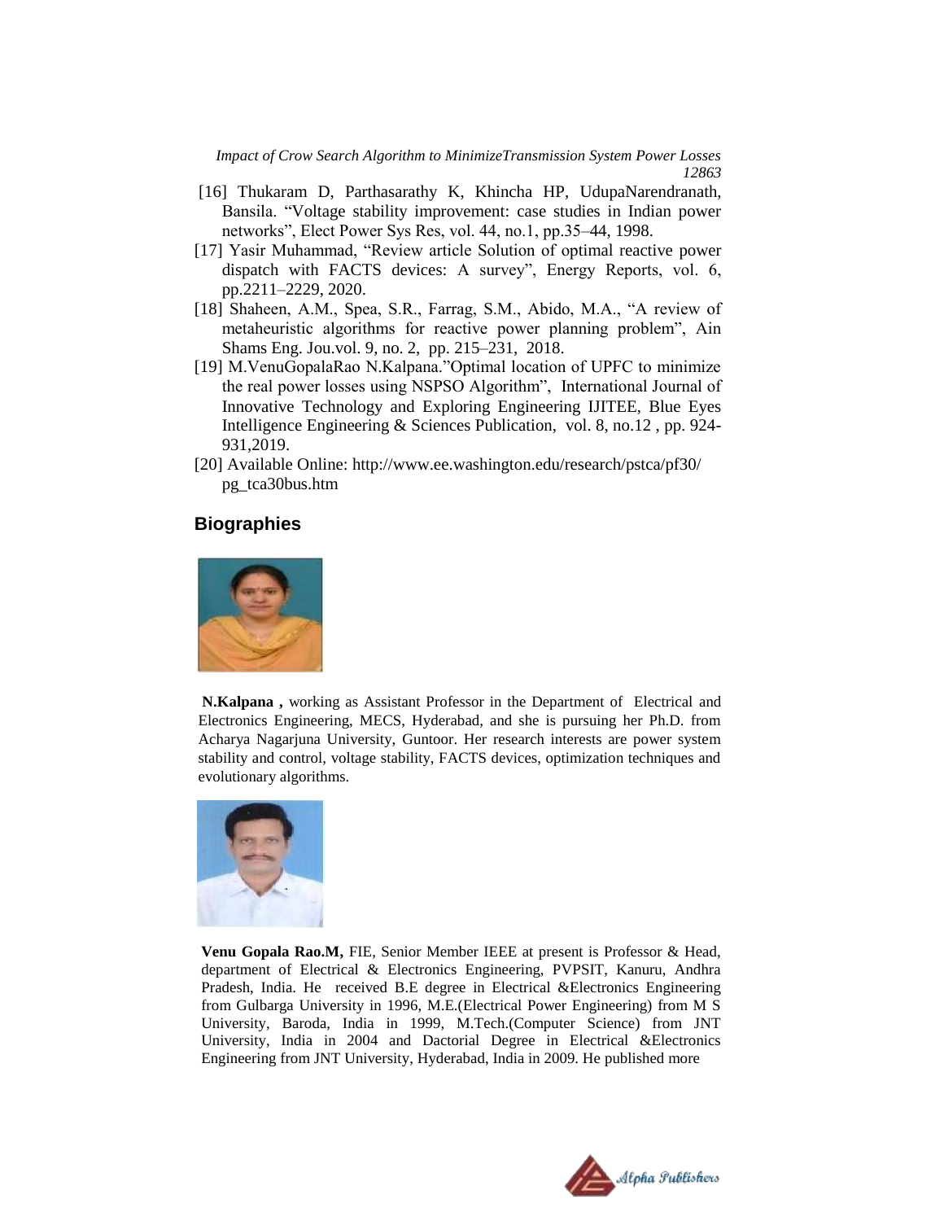[16] Thukaram D, Parthasarathy K, Khincha HP, UdupaNarendranath, Bansila. "Voltage stability improvement: case studies in Indian power networks", Elect Power Sys Res, vol. 44, no.1, pp.35–44, 1998.

[17] Yasir Muhammad, "Review article Solution of optimal reactive power dispatch with FACTS devices: A survey", Energy Reports, vol. 6, pp.2211–2229, 2020.

[18] Shaheen, A.M., Spea, S.R., Farrag, S.M., Abido, M.A., "A review of metaheuristic algorithms for reactive power planning problem", Ain Shams Eng. Jou.vol. 9, no. 2, pp. 215–231, 2018.

[19] M.VenuGopalaRao N.Kalpana."Optimal location of UPFC to minimize the real power losses using NSPSO Algorithm", International Journal of Innovative Technology and Exploring Engineering IJITEE, Blue Eyes Intelligence Engineering & Sciences Publication, vol. 8, no.12 , pp. 924-931,2019.

[20] Available Online: http://www.ee.washington.edu/research/pstca/pf30/pg_tca30bus.htm

## Biographies

**N.Kalpana ,** working as Assistant Professor in the Department of Electrical and Electronics Engineering, MECS, Hyderabad, and she is pursuing her Ph.D. from Acharya Nagarjuna University, Guntoor. Her research interests are power system stability and control, voltage stability, FACTS devices, optimization techniques and evolutionary algorithms.

**Venu Gopala Rao.M,** FIE, Senior Member IEEE at present is Professor & Head, department of Electrical & Electronics Engineering, PVPSIT, Kanuru, Andhra Pradesh, India. He received B.E degree in Electrical &Electronics Engineering from Gulbarga University in 1996, M.E.(Electrical Power Engineering) from M S University, Baroda, India in 1999, M.Tech.(Computer Science) from JNT University, India in 2004 and Dactorial Degree in Electrical &Electronics Engineering from JNT University, Hyderabad, India in 2009. He published more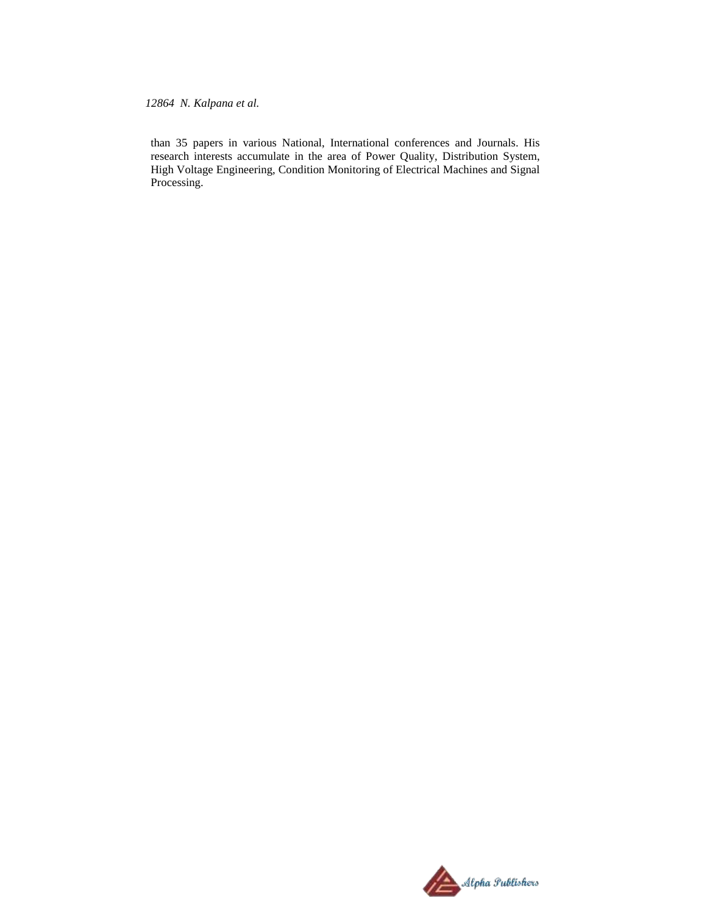than 35 papers in various National, International conferences and Journals. His research interests accumulate in the area of Power Quality, Distribution System, High Voltage Engineering, Condition Monitoring of Electrical Machines and Signal Processing.